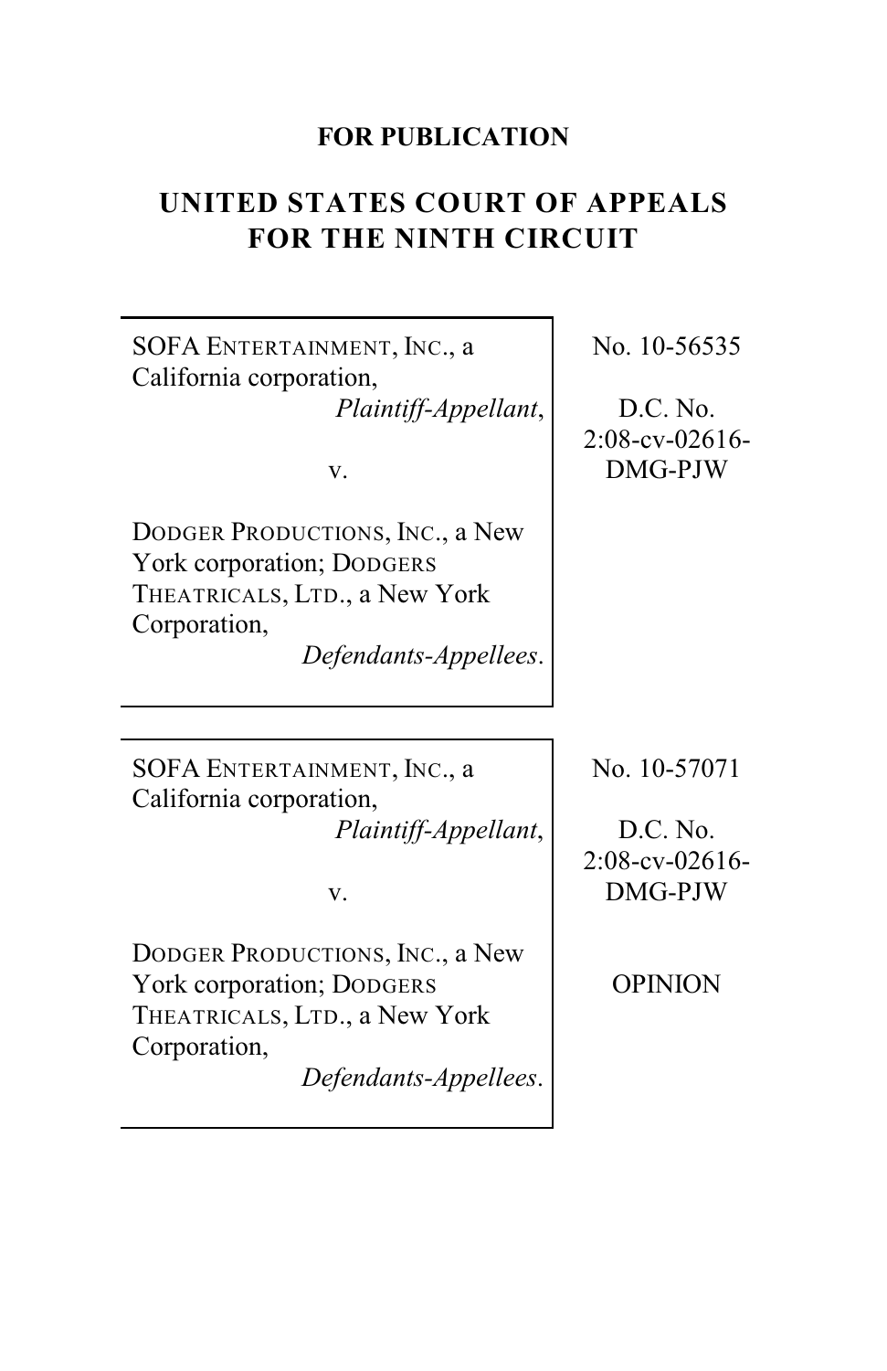**FOR PUBLICATION**

# UNITED STATES COURT OF APPEALS FOR THE NINTH CIRCUIT

| | |
|---|---|
| SOFA ENTERTAINMENT, INC., a California corporation,<br>*Plaintiff-Appellant*,<br><br>v.<br><br>DODGER PRODUCTIONS, INC., a New York corporation; DODGERS THEATRICALS, LTD., a New York Corporation,<br>*Defendants-Appellees*. | No. 10-56535<br><br>D.C. No. 2:08-cv-02616-DMG-PJW |
| SOFA ENTERTAINMENT, INC., a California corporation,<br>*Plaintiff-Appellant*,<br><br>v.<br><br>DODGER PRODUCTIONS, INC., a New York corporation; DODGERS THEATRICALS, LTD., a New York Corporation,<br>*Defendants-Appellees*. | No. 10-57071<br><br>D.C. No. 2:08-cv-02616-DMG-PJW<br><br>OPINION |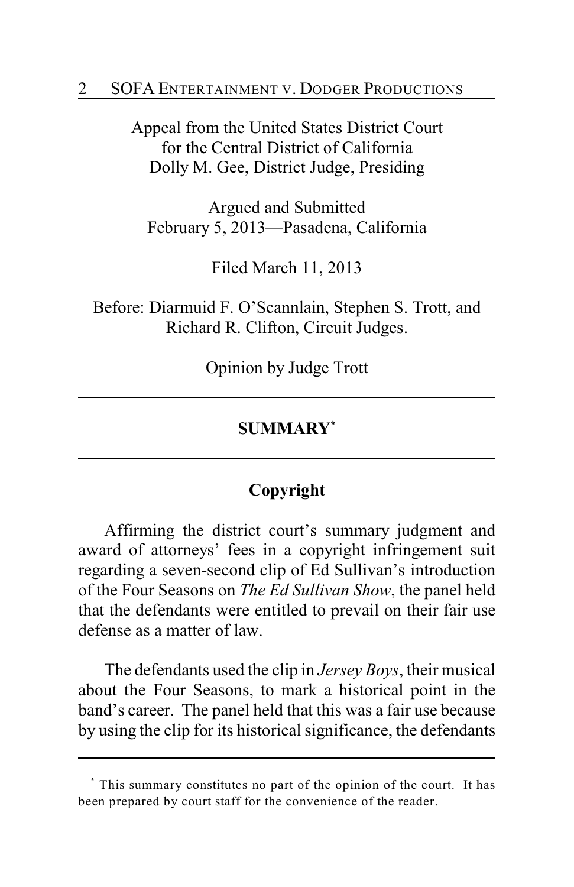Appeal from the United States District Court for the Central District of California
Dolly M. Gee, District Judge, Presiding

Argued and Submitted
February 5, 2013—Pasadena, California

Filed March 11, 2013

Before: Diarmuid F. O'Scannlain, Stephen S. Trott, and Richard R. Clifton, Circuit Judges.

Opinion by Judge Trott

---

## SUMMARY[*]

---

### Copyright

Affirming the district court's summary judgment and award of attorneys' fees in a copyright infringement suit regarding a seven-second clip of Ed Sullivan's introduction of the Four Seasons on *The Ed Sullivan Show*, the panel held that the defendants were entitled to prevail on their fair use defense as a matter of law.

The defendants used the clip in *Jersey Boys*, their musical about the Four Seasons, to mark a historical point in the band's career. The panel held that this was a fair use because by using the clip for its historical significance, the defendants

---

[*] This summary constitutes no part of the opinion of the court. It has been prepared by court staff for the convenience of the reader.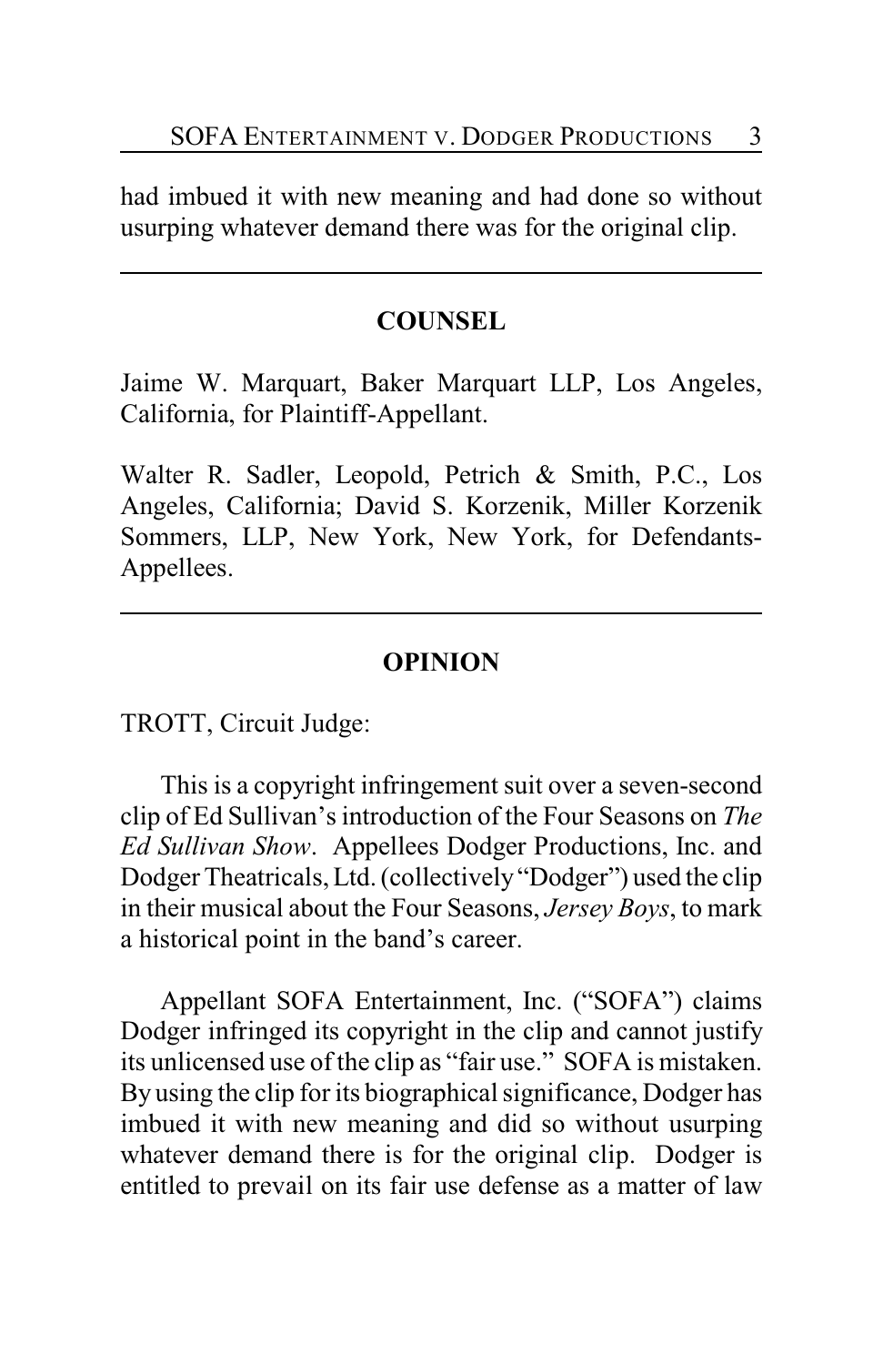had imbued it with new meaning and had done so without usurping whatever demand there was for the original clip.

---

## COUNSEL

Jaime W. Marquart, Baker Marquart LLP, Los Angeles, California, for Plaintiff-Appellant.

Walter R. Sadler, Leopold, Petrich & Smith, P.C., Los Angeles, California; David S. Korzenik, Miller Korzenik Sommers, LLP, New York, New York, for Defendants-Appellees.

---

## OPINION

TROTT, Circuit Judge:

This is a copyright infringement suit over a seven-second clip of Ed Sullivan's introduction of the Four Seasons on *The Ed Sullivan Show*. Appellees Dodger Productions, Inc. and Dodger Theatricals, Ltd. (collectively "Dodger") used the clip in their musical about the Four Seasons, *Jersey Boys*, to mark a historical point in the band's career.

Appellant SOFA Entertainment, Inc. ("SOFA") claims Dodger infringed its copyright in the clip and cannot justify its unlicensed use of the clip as "fair use." SOFA is mistaken. By using the clip for its biographical significance, Dodger has imbued it with new meaning and did so without usurping whatever demand there is for the original clip. Dodger is entitled to prevail on its fair use defense as a matter of law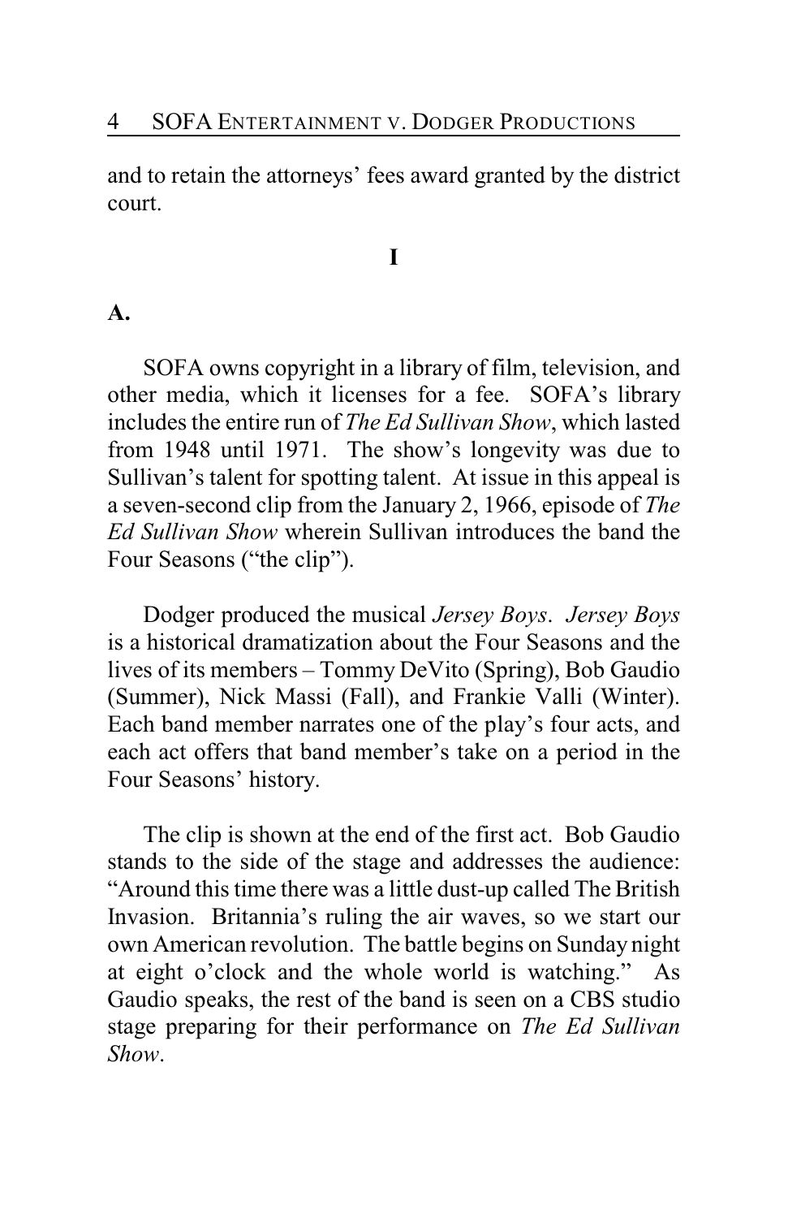and to retain the attorneys' fees award granted by the district court.

# I

## A.

SOFA owns copyright in a library of film, television, and other media, which it licenses for a fee. SOFA's library includes the entire run of *The Ed Sullivan Show*, which lasted from 1948 until 1971. The show's longevity was due to Sullivan's talent for spotting talent. At issue in this appeal is a seven-second clip from the January 2, 1966, episode of *The Ed Sullivan Show* wherein Sullivan introduces the band the Four Seasons ("the clip").

Dodger produced the musical *Jersey Boys*. *Jersey Boys* is a historical dramatization about the Four Seasons and the lives of its members – Tommy DeVito (Spring), Bob Gaudio (Summer), Nick Massi (Fall), and Frankie Valli (Winter). Each band member narrates one of the play's four acts, and each act offers that band member's take on a period in the Four Seasons' history.

The clip is shown at the end of the first act. Bob Gaudio stands to the side of the stage and addresses the audience: "Around this time there was a little dust-up called The British Invasion. Britannia's ruling the air waves, so we start our own American revolution. The battle begins on Sunday night at eight o'clock and the whole world is watching." As Gaudio speaks, the rest of the band is seen on a CBS studio stage preparing for their performance on *The Ed Sullivan Show*.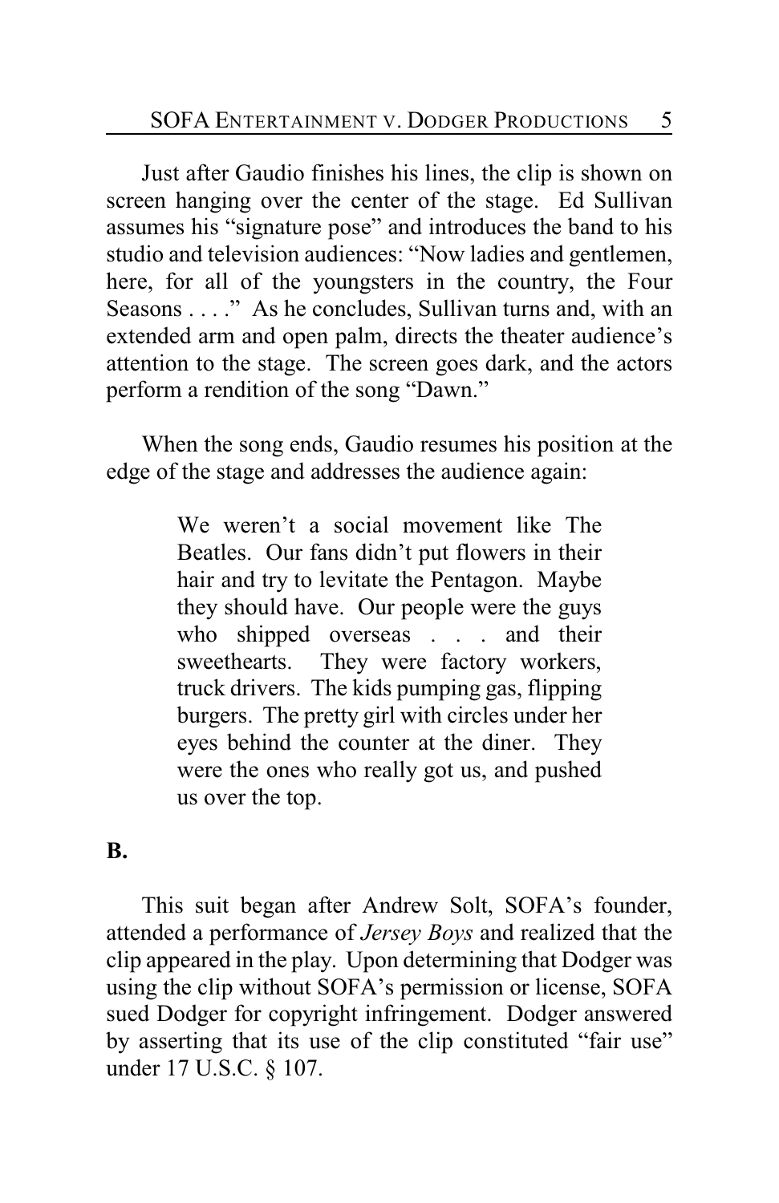Just after Gaudio finishes his lines, the clip is shown on screen hanging over the center of the stage. Ed Sullivan assumes his "signature pose" and introduces the band to his studio and television audiences: "Now ladies and gentlemen, here, for all of the youngsters in the country, the Four Seasons . . . ." As he concludes, Sullivan turns and, with an extended arm and open palm, directs the theater audience's attention to the stage. The screen goes dark, and the actors perform a rendition of the song "Dawn."

When the song ends, Gaudio resumes his position at the edge of the stage and addresses the audience again:

> We weren't a social movement like The Beatles. Our fans didn't put flowers in their hair and try to levitate the Pentagon. Maybe they should have. Our people were the guys who shipped overseas . . . and their sweethearts. They were factory workers, truck drivers. The kids pumping gas, flipping burgers. The pretty girl with circles under her eyes behind the counter at the diner. They were the ones who really got us, and pushed us over the top.

**B.**

This suit began after Andrew Solt, SOFA's founder, attended a performance of *Jersey Boys* and realized that the clip appeared in the play. Upon determining that Dodger was using the clip without SOFA's permission or license, SOFA sued Dodger for copyright infringement. Dodger answered by asserting that its use of the clip constituted "fair use" under 17 U.S.C. § 107.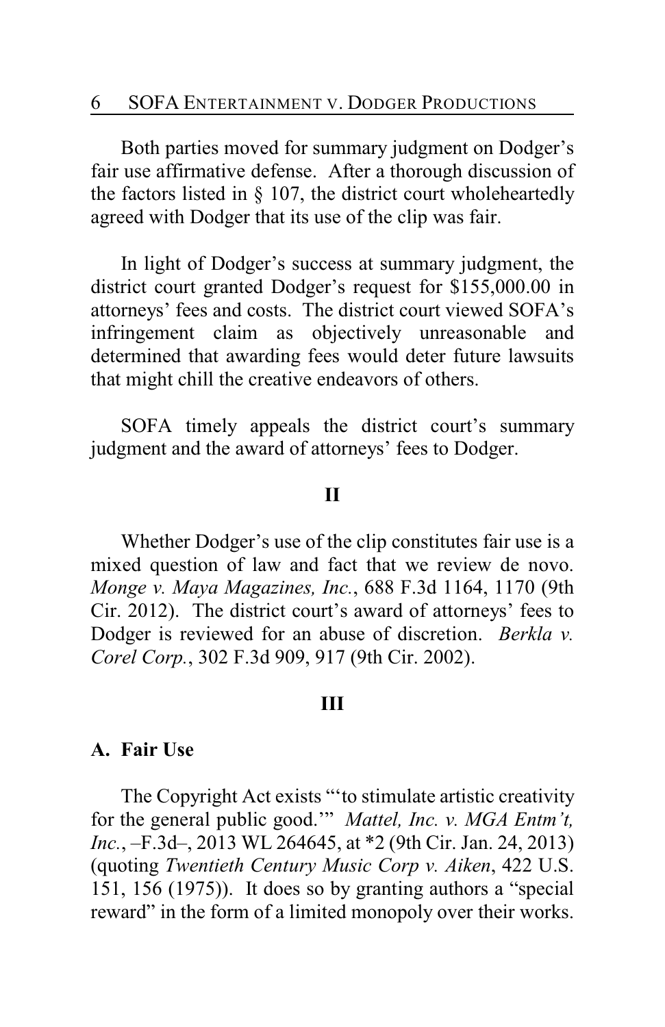Both parties moved for summary judgment on Dodger's fair use affirmative defense. After a thorough discussion of the factors listed in § 107, the district court wholeheartedly agreed with Dodger that its use of the clip was fair.

In light of Dodger's success at summary judgment, the district court granted Dodger's request for $155,000.00 in attorneys' fees and costs. The district court viewed SOFA's infringement claim as objectively unreasonable and determined that awarding fees would deter future lawsuits that might chill the creative endeavors of others.

SOFA timely appeals the district court's summary judgment and the award of attorneys' fees to Dodger.

## II

Whether Dodger's use of the clip constitutes fair use is a mixed question of law and fact that we review de novo. *Monge v. Maya Magazines, Inc.*, 688 F.3d 1164, 1170 (9th Cir. 2012). The district court's award of attorneys' fees to Dodger is reviewed for an abuse of discretion. *Berkla v. Corel Corp.*, 302 F.3d 909, 917 (9th Cir. 2002).

## III

### A. Fair Use

The Copyright Act exists "'to stimulate artistic creativity for the general public good.'" *Mattel, Inc. v. MGA Entm't, Inc.*, –F.3d–, 2013 WL 264645, at *2 (9th Cir. Jan. 24, 2013) (quoting *Twentieth Century Music Corp v. Aiken*, 422 U.S. 151, 156 (1975)). It does so by granting authors a "special reward" in the form of a limited monopoly over their works.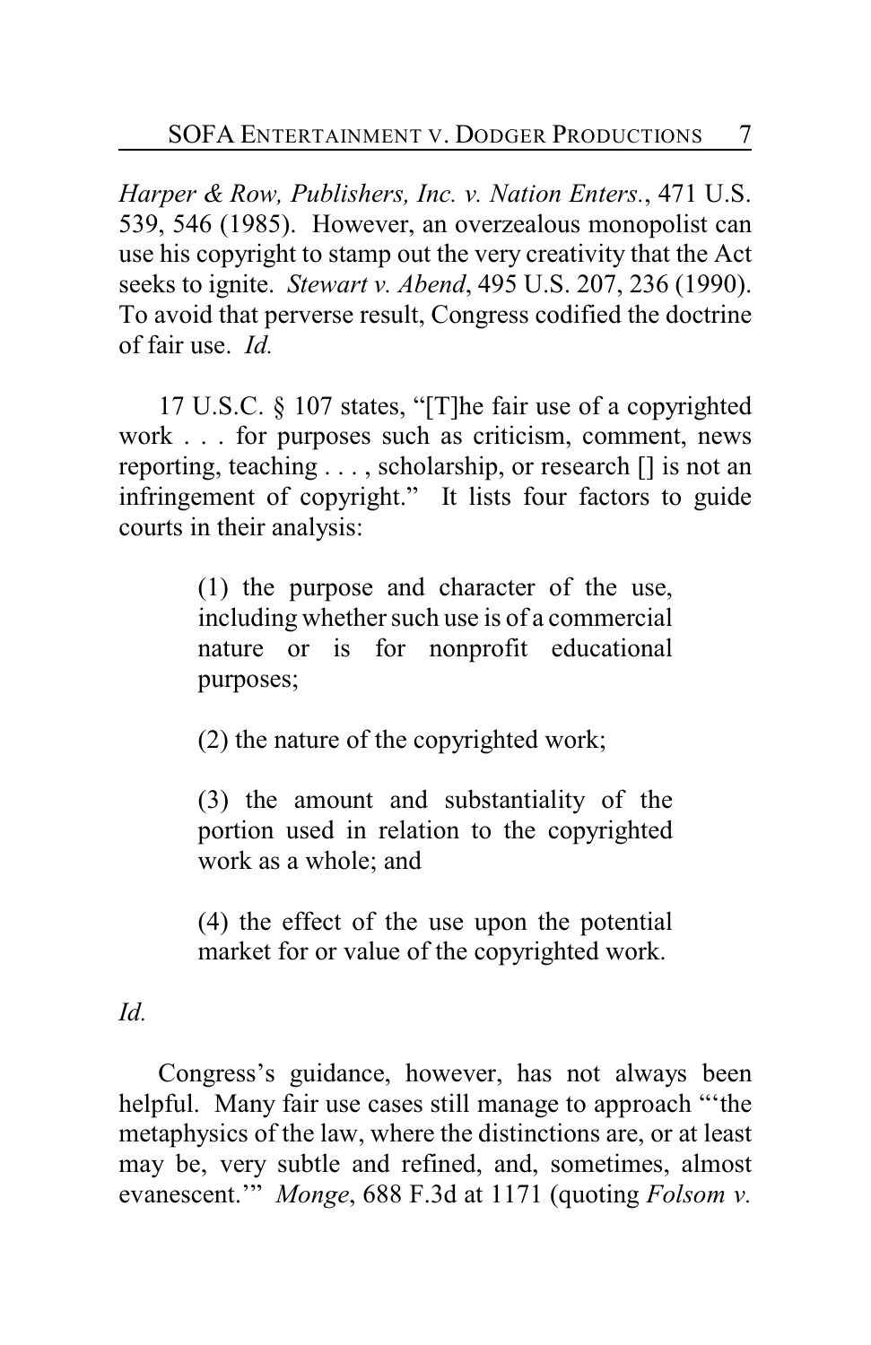*Harper & Row, Publishers, Inc. v. Nation Enters.*, 471 U.S. 539, 546 (1985). However, an overzealous monopolist can use his copyright to stamp out the very creativity that the Act seeks to ignite. *Stewart v. Abend*, 495 U.S. 207, 236 (1990). To avoid that perverse result, Congress codified the doctrine of fair use. *Id.*

17 U.S.C. § 107 states, "[T]he fair use of a copyrighted work . . . for purposes such as criticism, comment, news reporting, teaching . . . , scholarship, or research [] is not an infringement of copyright." It lists four factors to guide courts in their analysis:

> (1) the purpose and character of the use, including whether such use is of a commercial nature or is for nonprofit educational purposes;
>
> (2) the nature of the copyrighted work;
>
> (3) the amount and substantiality of the portion used in relation to the copyrighted work as a whole; and
>
> (4) the effect of the use upon the potential market for or value of the copyrighted work.

*Id.*

Congress's guidance, however, has not always been helpful. Many fair use cases still manage to approach "'the metaphysics of the law, where the distinctions are, or at least may be, very subtle and refined, and, sometimes, almost evanescent.'" *Monge*, 688 F.3d at 1171 (quoting *Folsom v.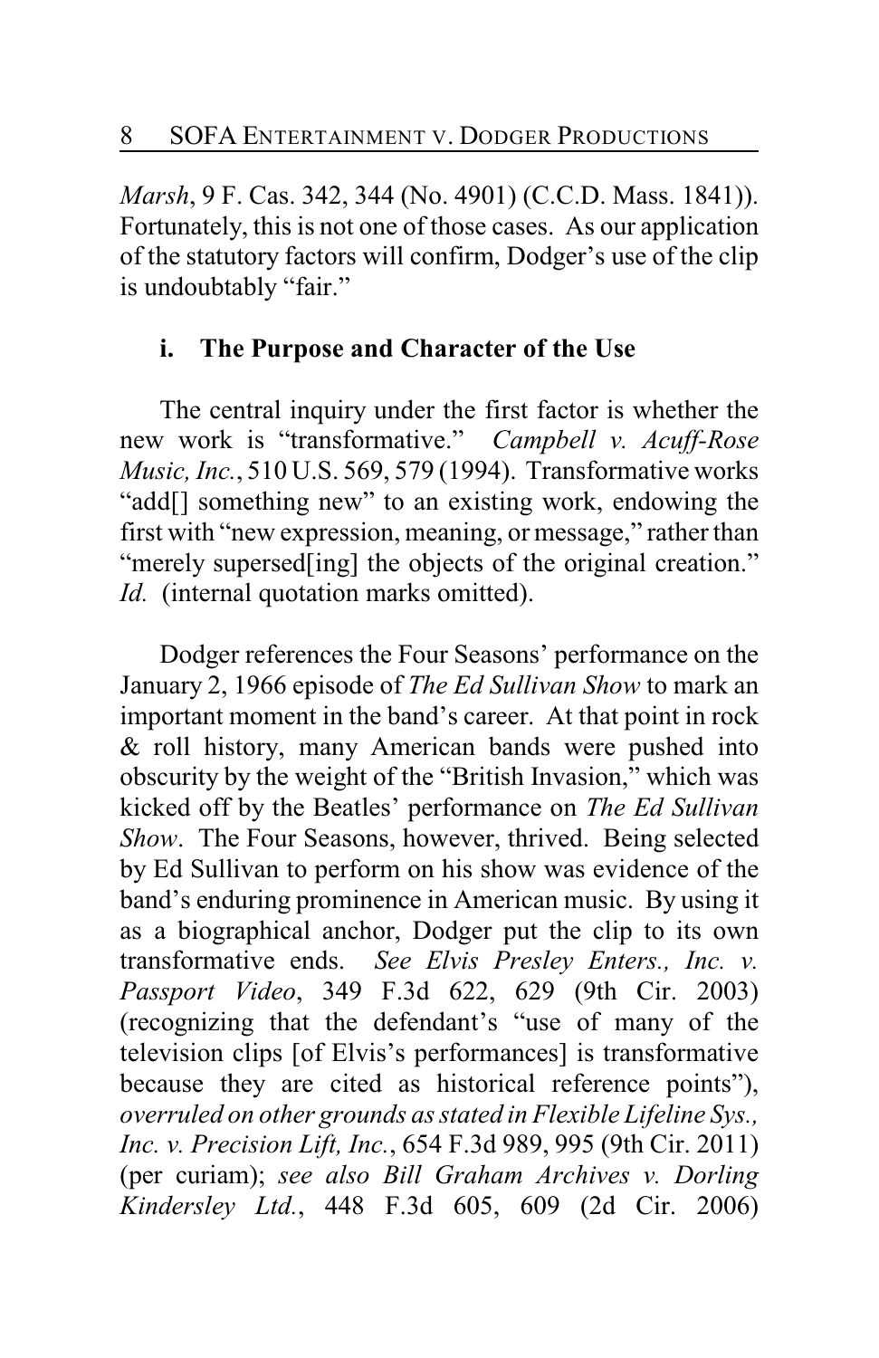*Marsh*, 9 F. Cas. 342, 344 (No. 4901) (C.C.D. Mass. 1841)). Fortunately, this is not one of those cases. As our application of the statutory factors will confirm, Dodger's use of the clip is undoubtably "fair."

### i. The Purpose and Character of the Use

The central inquiry under the first factor is whether the new work is "transformative." *Campbell v. Acuff-Rose Music, Inc.*, 510 U.S. 569, 579 (1994). Transformative works "add[] something new" to an existing work, endowing the first with "new expression, meaning, or message," rather than "merely supersed[ing] the objects of the original creation." *Id.* (internal quotation marks omitted).

Dodger references the Four Seasons' performance on the January 2, 1966 episode of *The Ed Sullivan Show* to mark an important moment in the band's career. At that point in rock & roll history, many American bands were pushed into obscurity by the weight of the "British Invasion," which was kicked off by the Beatles' performance on *The Ed Sullivan Show*. The Four Seasons, however, thrived. Being selected by Ed Sullivan to perform on his show was evidence of the band's enduring prominence in American music. By using it as a biographical anchor, Dodger put the clip to its own transformative ends. *See Elvis Presley Enters., Inc. v. Passport Video*, 349 F.3d 622, 629 (9th Cir. 2003) (recognizing that the defendant's "use of many of the television clips [of Elvis's performances] is transformative because they are cited as historical reference points"), *overruled on other grounds as stated in Flexible Lifeline Sys., Inc. v. Precision Lift, Inc.*, 654 F.3d 989, 995 (9th Cir. 2011) (per curiam); *see also Bill Graham Archives v. Dorling Kindersley Ltd.*, 448 F.3d 605, 609 (2d Cir. 2006)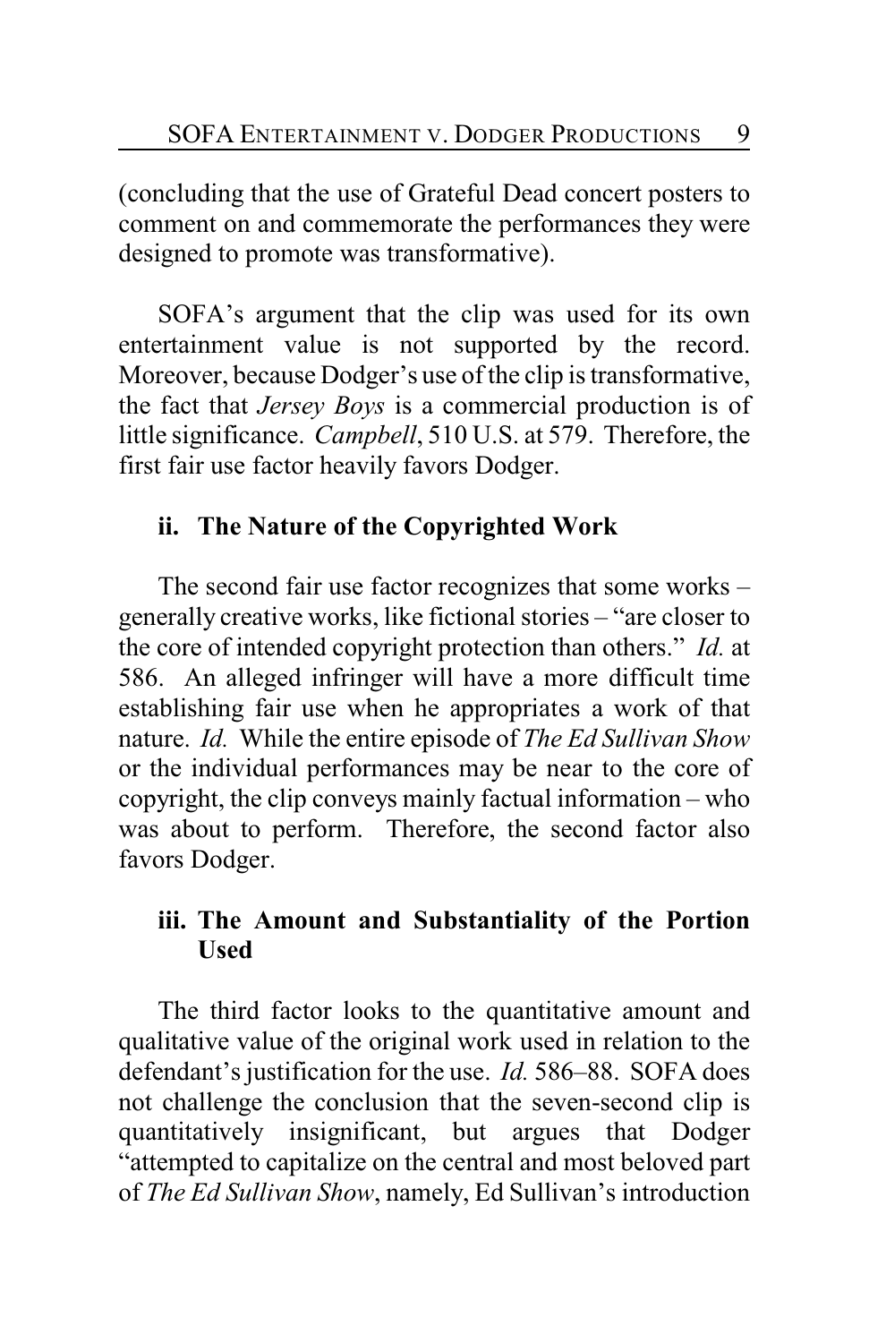(concluding that the use of Grateful Dead concert posters to comment on and commemorate the performances they were designed to promote was transformative).

SOFA's argument that the clip was used for its own entertainment value is not supported by the record. Moreover, because Dodger's use of the clip is transformative, the fact that *Jersey Boys* is a commercial production is of little significance. *Campbell*, 510 U.S. at 579. Therefore, the first fair use factor heavily favors Dodger.

### ii. The Nature of the Copyrighted Work

The second fair use factor recognizes that some works – generally creative works, like fictional stories – "are closer to the core of intended copyright protection than others." *Id.* at 586. An alleged infringer will have a more difficult time establishing fair use when he appropriates a work of that nature. *Id.* While the entire episode of *The Ed Sullivan Show* or the individual performances may be near to the core of copyright, the clip conveys mainly factual information – who was about to perform. Therefore, the second factor also favors Dodger.

### iii. The Amount and Substantiality of the Portion Used

The third factor looks to the quantitative amount and qualitative value of the original work used in relation to the defendant's justification for the use. *Id.* 586–88. SOFA does not challenge the conclusion that the seven-second clip is quantitatively insignificant, but argues that Dodger "attempted to capitalize on the central and most beloved part of *The Ed Sullivan Show*, namely, Ed Sullivan's introduction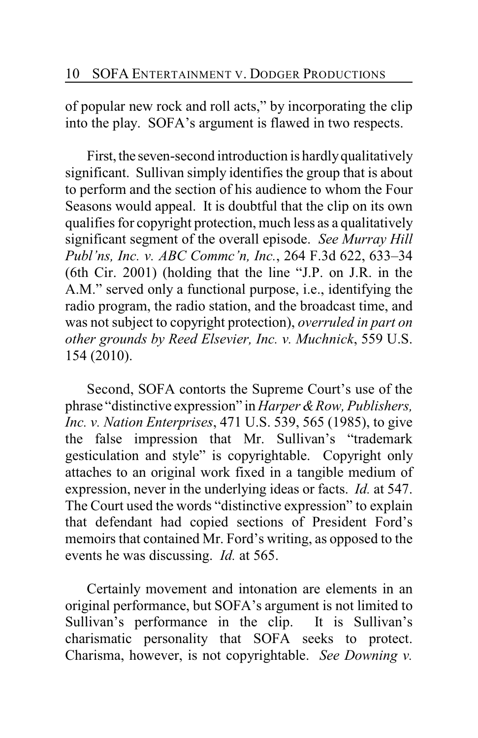of popular new rock and roll acts," by incorporating the clip into the play. SOFA's argument is flawed in two respects.

First, the seven-second introduction is hardly qualitatively significant. Sullivan simply identifies the group that is about to perform and the section of his audience to whom the Four Seasons would appeal. It is doubtful that the clip on its own qualifies for copyright protection, much less as a qualitatively significant segment of the overall episode. *See Murray Hill Publ'ns, Inc. v. ABC Commc'n, Inc.*, 264 F.3d 622, 633–34 (6th Cir. 2001) (holding that the line "J.P. on J.R. in the A.M." served only a functional purpose, i.e., identifying the radio program, the radio station, and the broadcast time, and was not subject to copyright protection), *overruled in part on other grounds by Reed Elsevier, Inc. v. Muchnick*, 559 U.S. 154 (2010).

Second, SOFA contorts the Supreme Court's use of the phrase "distinctive expression" in *Harper & Row, Publishers, Inc. v. Nation Enterprises*, 471 U.S. 539, 565 (1985), to give the false impression that Mr. Sullivan's "trademark gesticulation and style" is copyrightable. Copyright only attaches to an original work fixed in a tangible medium of expression, never in the underlying ideas or facts. *Id.* at 547. The Court used the words "distinctive expression" to explain that defendant had copied sections of President Ford's memoirs that contained Mr. Ford's writing, as opposed to the events he was discussing. *Id.* at 565.

Certainly movement and intonation are elements in an original performance, but SOFA's argument is not limited to Sullivan's performance in the clip. It is Sullivan's charismatic personality that SOFA seeks to protect. Charisma, however, is not copyrightable. *See Downing v.*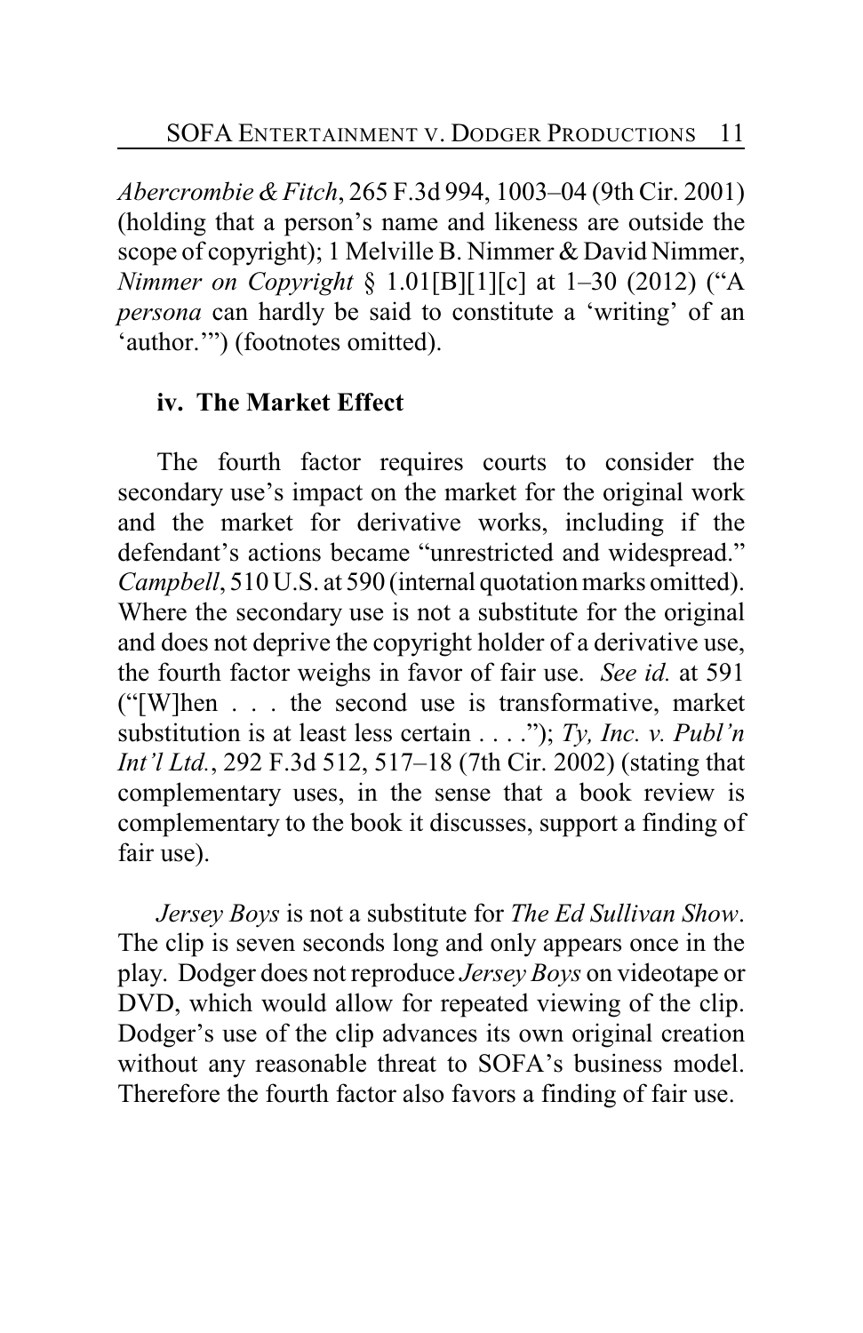*Abercrombie & Fitch*, 265 F.3d 994, 1003–04 (9th Cir. 2001) (holding that a person's name and likeness are outside the scope of copyright); 1 Melville B. Nimmer & David Nimmer, *Nimmer on Copyright* § 1.01[B][1][c] at 1–30 (2012) ("A *persona* can hardly be said to constitute a 'writing' of an 'author.'") (footnotes omitted).

**iv. The Market Effect**

The fourth factor requires courts to consider the secondary use's impact on the market for the original work and the market for derivative works, including if the defendant's actions became "unrestricted and widespread." *Campbell*, 510 U.S. at 590 (internal quotation marks omitted). Where the secondary use is not a substitute for the original and does not deprive the copyright holder of a derivative use, the fourth factor weighs in favor of fair use. *See id.* at 591 ("[W]hen . . . the second use is transformative, market substitution is at least less certain . . . ."); *Ty, Inc. v. Publ'n Int'l Ltd.*, 292 F.3d 512, 517–18 (7th Cir. 2002) (stating that complementary uses, in the sense that a book review is complementary to the book it discusses, support a finding of fair use).

*Jersey Boys* is not a substitute for *The Ed Sullivan Show*. The clip is seven seconds long and only appears once in the play. Dodger does not reproduce *Jersey Boys* on videotape or DVD, which would allow for repeated viewing of the clip. Dodger's use of the clip advances its own original creation without any reasonable threat to SOFA's business model. Therefore the fourth factor also favors a finding of fair use.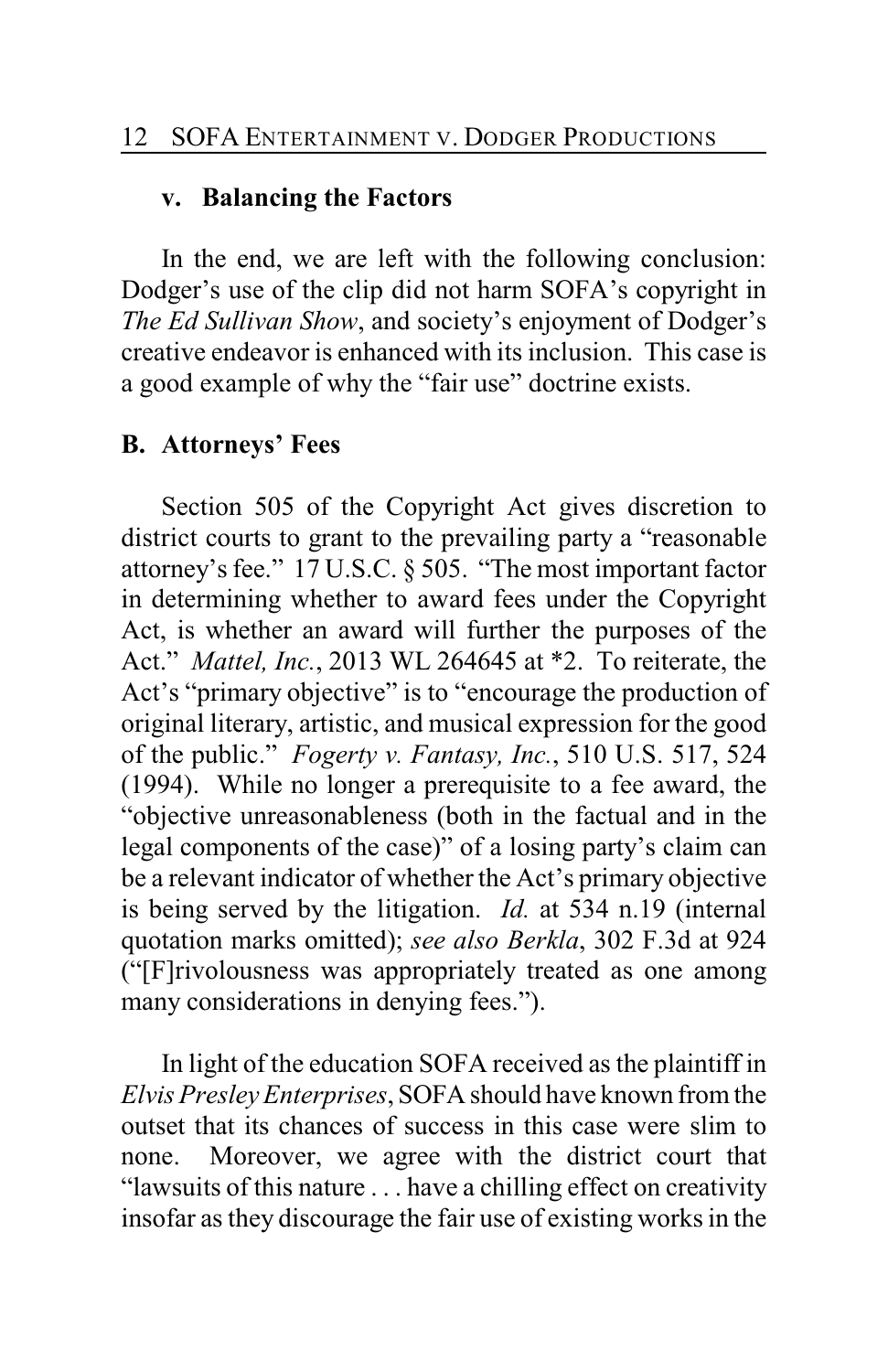### v. Balancing the Factors

In the end, we are left with the following conclusion: Dodger's use of the clip did not harm SOFA's copyright in *The Ed Sullivan Show*, and society's enjoyment of Dodger's creative endeavor is enhanced with its inclusion. This case is a good example of why the "fair use" doctrine exists.

## B. Attorneys' Fees

Section 505 of the Copyright Act gives discretion to district courts to grant to the prevailing party a "reasonable attorney's fee." 17 U.S.C. § 505. "The most important factor in determining whether to award fees under the Copyright Act, is whether an award will further the purposes of the Act." *Mattel, Inc.*, 2013 WL 264645 at *2. To reiterate, the Act's "primary objective" is to "encourage the production of original literary, artistic, and musical expression for the good of the public." *Fogerty v. Fantasy, Inc.*, 510 U.S. 517, 524 (1994). While no longer a prerequisite to a fee award, the "objective unreasonableness (both in the factual and in the legal components of the case)" of a losing party's claim can be a relevant indicator of whether the Act's primary objective is being served by the litigation. *Id.* at 534 n.19 (internal quotation marks omitted); *see also Berkla*, 302 F.3d at 924 ("[F]rivolousness was appropriately treated as one among many considerations in denying fees.").

In light of the education SOFA received as the plaintiff in *Elvis Presley Enterprises*, SOFA should have known from the outset that its chances of success in this case were slim to none. Moreover, we agree with the district court that "lawsuits of this nature . . . have a chilling effect on creativity insofar as they discourage the fair use of existing works in the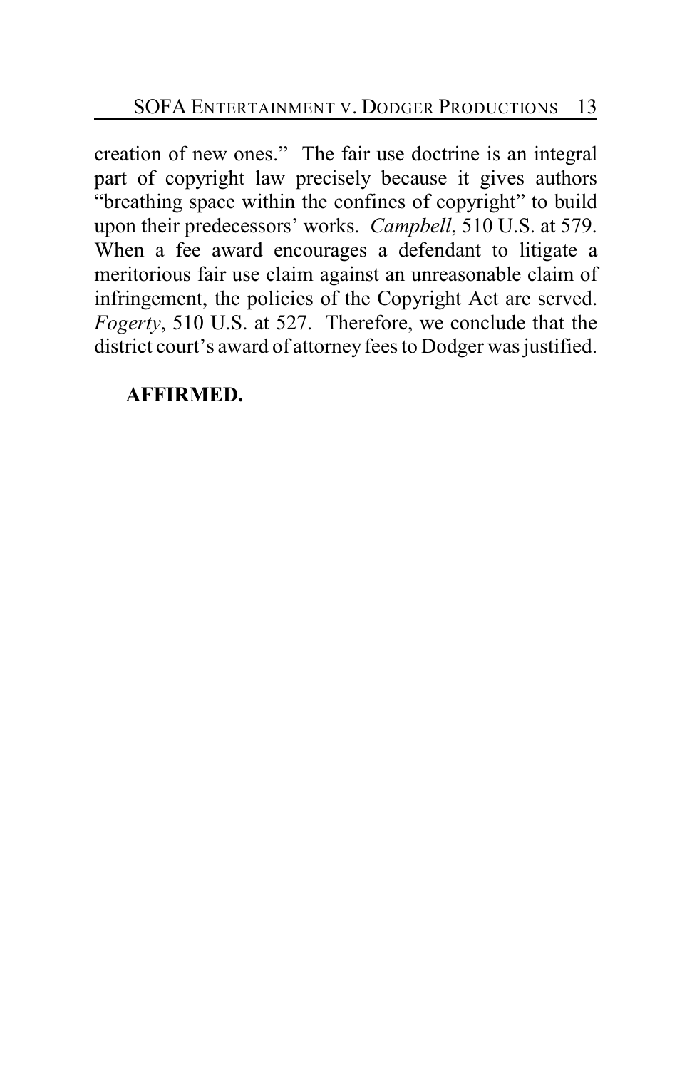creation of new ones." The fair use doctrine is an integral part of copyright law precisely because it gives authors "breathing space within the confines of copyright" to build upon their predecessors' works. *Campbell*, 510 U.S. at 579. When a fee award encourages a defendant to litigate a meritorious fair use claim against an unreasonable claim of infringement, the policies of the Copyright Act are served. *Fogerty*, 510 U.S. at 527. Therefore, we conclude that the district court's award of attorney fees to Dodger was justified.

**AFFIRMED.**